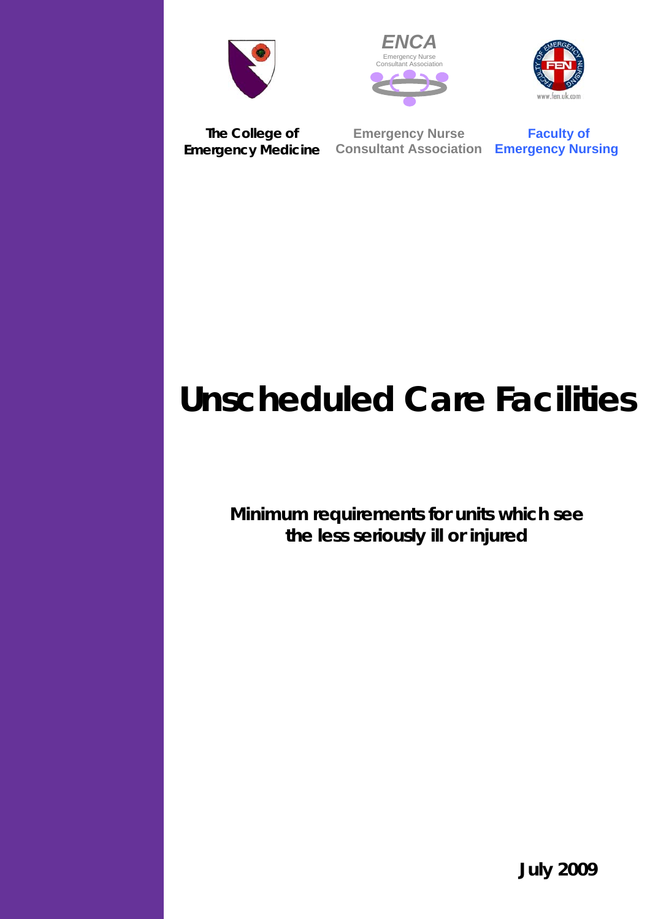ENCA

Emergency Nurse Consultant Association

www.fen.uk.com

**The College of Emergency Medicine**

**Emergency Nurse Consultant Association**

**Faculty of Emergency Nursing**

# Unscheduled Care Facilities

**Minimum requirements for units which see the less seriously ill or injured**

**July 2009**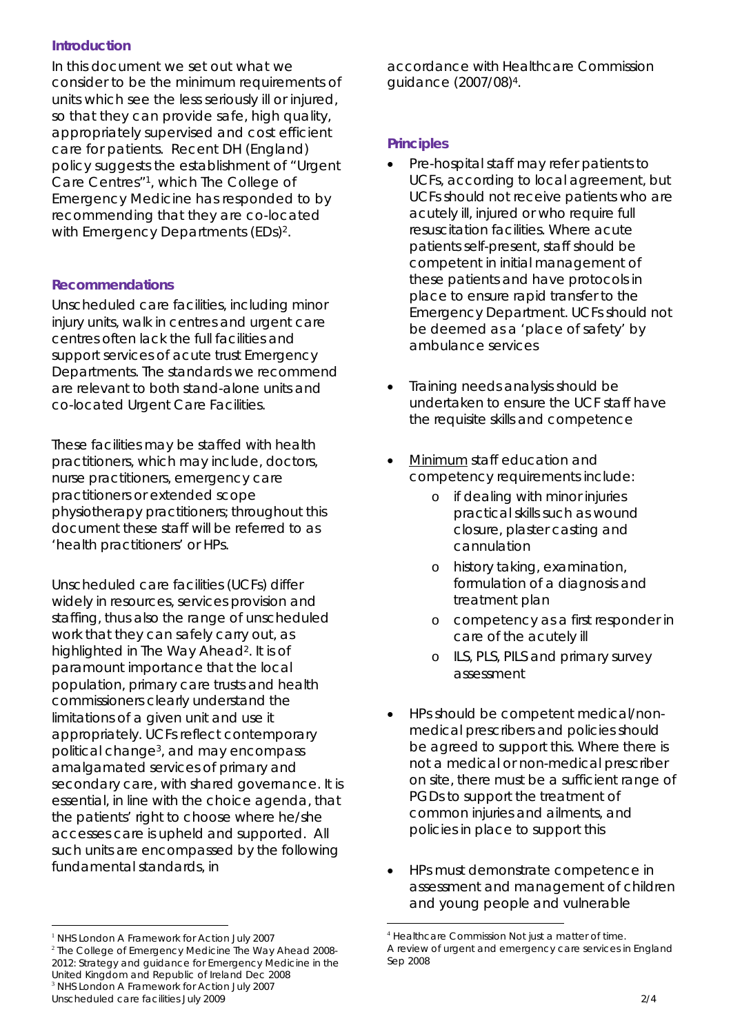### Introduction

In this document we set out what we consider to be the minimum requirements of units which see the less seriously ill or injured, so that they can provide safe, high quality, appropriately supervised and cost efficient care for patients. Recent DH (England) policy suggests the establishment of "Urgent Care Centres"[1], which The College of Emergency Medicine has responded to by recommending that they are co-located with Emergency Departments (EDs)[2].

### Recommendations

Unscheduled care facilities, including minor injury units, walk in centres and urgent care centres often lack the full facilities and support services of acute trust Emergency Departments. The standards we recommend are relevant to both stand-alone units and co-located Urgent Care Facilities.

These facilities may be staffed with health practitioners, which may include, doctors, nurse practitioners, emergency care practitioners or extended scope physiotherapy practitioners; throughout this document these staff will be referred to as 'health practitioners' or HPs.

Unscheduled care facilities (UCFs) differ widely in resources, services provision and staffing, thus also the range of unscheduled work that they can safely carry out, as highlighted in The Way Ahead[2]. It is of paramount importance that the local population, primary care trusts and health commissioners clearly understand the limitations of a given unit and use it appropriately. UCFs reflect contemporary political change[3], and may encompass amalgamated services of primary and secondary care, with shared governance. It is essential, in line with the choice agenda, that the patients' right to choose where he/she accesses care is upheld and supported. All such units are encompassed by the following fundamental standards, in accordance with Healthcare Commission guidance (2007/08)[4].

### Principles

- Pre-hospital staff may refer patients to UCFs, according to local agreement, but UCFs should not receive patients who are acutely ill, injured or who require full resuscitation facilities. Where acute patients self-present, staff should be competent in initial management of these patients and have protocols in place to ensure rapid transfer to the Emergency Department. UCFs should not be deemed as a 'place of safety' by ambulance services

- Training needs analysis should be undertaken to ensure the UCF staff have the requisite skills and competence

- Minimum staff education and competency requirements include:
    - if dealing with minor injuries practical skills such as wound closure, plaster casting and cannulation
    - history taking, examination, formulation of a diagnosis and treatment plan
    - competency as a first responder in care of the acutely ill
    - ILS, PLS, PILS and primary survey assessment

- HPs should be competent medical/non-medical prescribers and policies should be agreed to support this. Where there is not a medical or non-medical prescriber on site, there must be a sufficient range of PGDs to support the treatment of common injuries and ailments, and policies in place to support this

- HPs must demonstrate competence in assessment and management of children and young people and vulnerable

---

[1] NHS London A Framework for Action July 2007

[2] The College of Emergency Medicine The Way Ahead 2008-2012: Strategy and guidance for Emergency Medicine in the United Kingdom and Republic of Ireland Dec 2008

[3] NHS London A Framework for Action July 2007

[4] Healthcare Commission Not just a matter of time. A review of urgent and emergency care services in England Sep 2008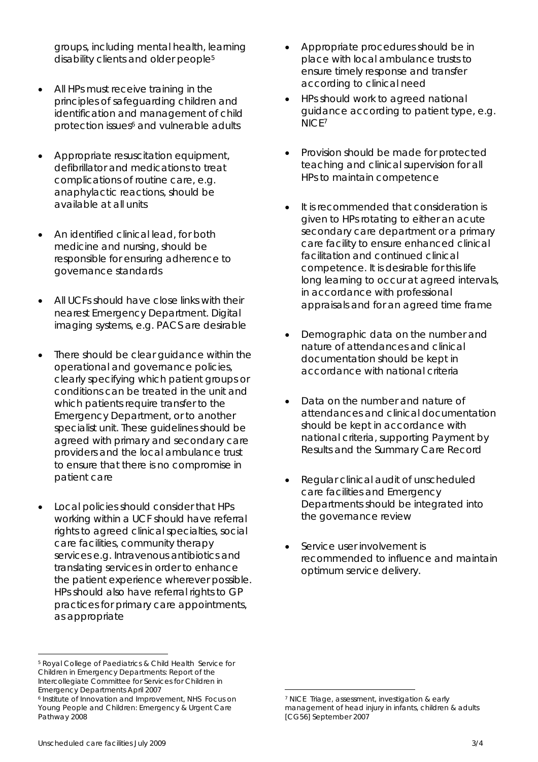groups, including mental health, learning disability clients and older people[5]

- All HPs must receive training in the principles of safeguarding children and identification and management of child protection issues[6] and vulnerable adults
- Appropriate resuscitation equipment, defibrillator and medications to treat complications of routine care, e.g. anaphylactic reactions, should be available at all units
- An identified clinical lead, for both medicine and nursing, should be responsible for ensuring adherence to governance standards
- All UCFs should have close links with their nearest Emergency Department. Digital imaging systems, e.g. PACS are desirable
- There should be clear guidance within the operational and governance policies, clearly specifying which patient groups or conditions can be treated in the unit and which patients require transfer to the Emergency Department, or to another specialist unit. These guidelines should be agreed with primary and secondary care providers and the local ambulance trust to ensure that there is no compromise in patient care
- Local policies should consider that HPs working within a UCF should have referral rights to agreed clinical specialties, social care facilities, community therapy services e.g. Intravenous antibiotics and translating services in order to enhance the patient experience wherever possible. HPs should also have referral rights to GP practices for primary care appointments, as appropriate
- Appropriate procedures should be in place with local ambulance trusts to ensure timely response and transfer according to clinical need
- HPs should work to agreed national guidance according to patient type, e.g. NICE[7]
- Provision should be made for protected teaching and clinical supervision for all HPs to maintain competence
- It is recommended that consideration is given to HPs rotating to either an acute secondary care department or a primary care facility to ensure enhanced clinical facilitation and continued clinical competence. It is desirable for this life long learning to occur at agreed intervals, in accordance with professional appraisals and for an agreed time frame
- Demographic data on the number and nature of attendances and clinical documentation should be kept in accordance with national criteria
- Data on the number and nature of attendances and clinical documentation should be kept in accordance with national criteria, supporting Payment by Results and the Summary Care Record
- Regular clinical audit of unscheduled care facilities and Emergency Departments should be integrated into the governance review
- Service user involvement is recommended to influence and maintain optimum service delivery.

---

[5] Royal College of Paediatrics & Child Health Service for Children in Emergency Departments: Report of the Intercollegiate Committee for Services for Children in Emergency Departments April 2007

[6] Institute of Innovation and Improvement, NHS Focus on Young People and Children: Emergency & Urgent Care Pathway 2008

[7] NICE Triage, assessment, investigation & early management of head injury in infants, children & adults [CG56] September 2007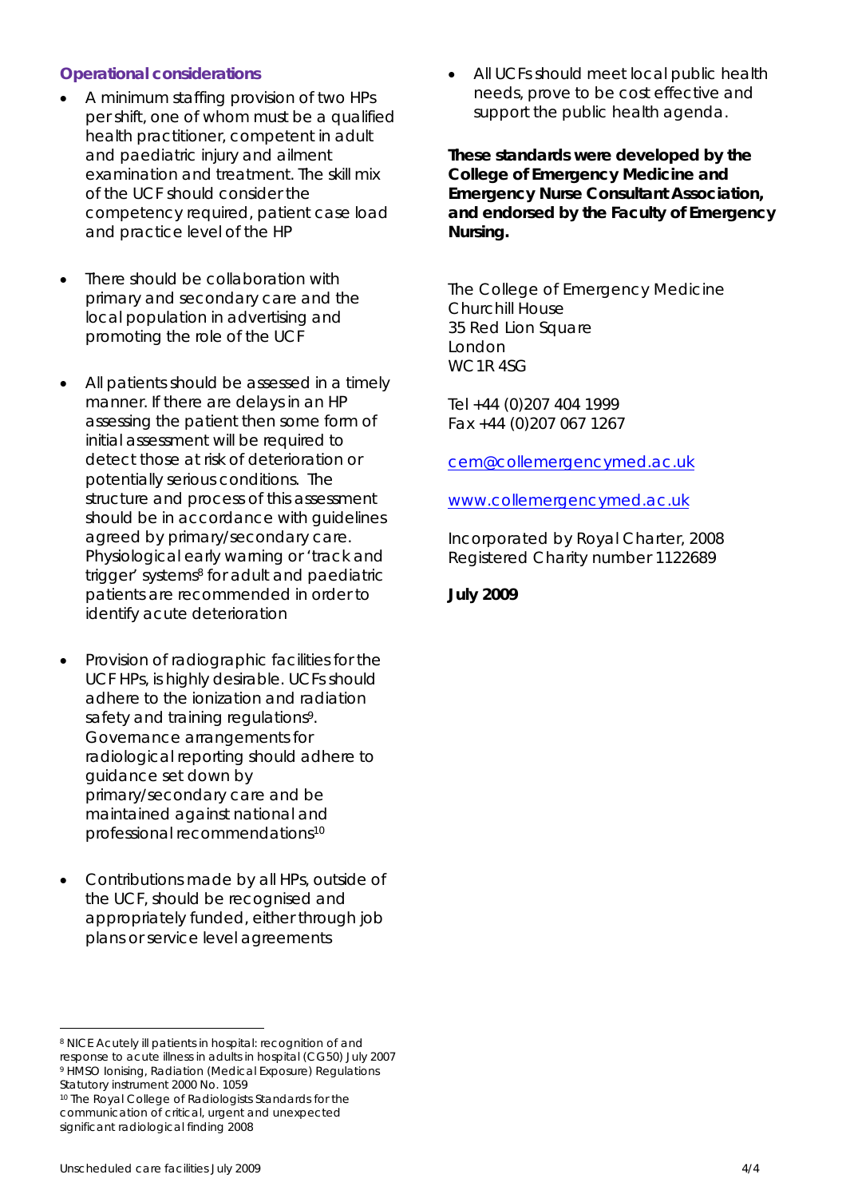### Operational considerations

- A minimum staffing provision of two HPs per shift, one of whom must be a qualified health practitioner, competent in adult and paediatric injury and ailment examination and treatment. The skill mix of the UCF should consider the competency required, patient case load and practice level of the HP

- There should be collaboration with primary and secondary care and the local population in advertising and promoting the role of the UCF

- All patients should be assessed in a timely manner. If there are delays in an HP assessing the patient then some form of initial assessment will be required to detect those at risk of deterioration or potentially serious conditions. The structure and process of this assessment should be in accordance with guidelines agreed by primary/secondary care. Physiological early warning or 'track and trigger' systems[8] for adult and paediatric patients are recommended in order to identify acute deterioration

- Provision of radiographic facilities for the UCF HPs, is highly desirable. UCFs should adhere to the ionization and radiation safety and training regulations[9]. Governance arrangements for radiological reporting should adhere to guidance set down by primary/secondary care and be maintained against national and professional recommendations[10]

- Contributions made by all HPs, outside of the UCF, should be recognised and appropriately funded, either through job plans or service level agreements

- All UCFs should meet local public health needs, prove to be cost effective and support the public health agenda.

**These standards were developed by the College of Emergency Medicine and Emergency Nurse Consultant Association, and endorsed by the Faculty of Emergency Nursing.**

The College of Emergency Medicine
Churchill House
35 Red Lion Square
London
WC1R 4SG

Tel +44 (0)207 404 1999
Fax +44 (0)207 067 1267

cem@collemergencymed.ac.uk

www.collemergencymed.ac.uk

Incorporated by Royal Charter, 2008
Registered Charity number 1122689

**July 2009**

---

[8] NICE Acutely ill patients in hospital: recognition of and response to acute illness in adults in hospital (CG50) July 2007

[9] HMSO Ionising, Radiation (Medical Exposure) Regulations Statutory instrument 2000 No. 1059

[10] The Royal College of Radiologists Standards for the communication of critical, urgent and unexpected significant radiological finding 2008